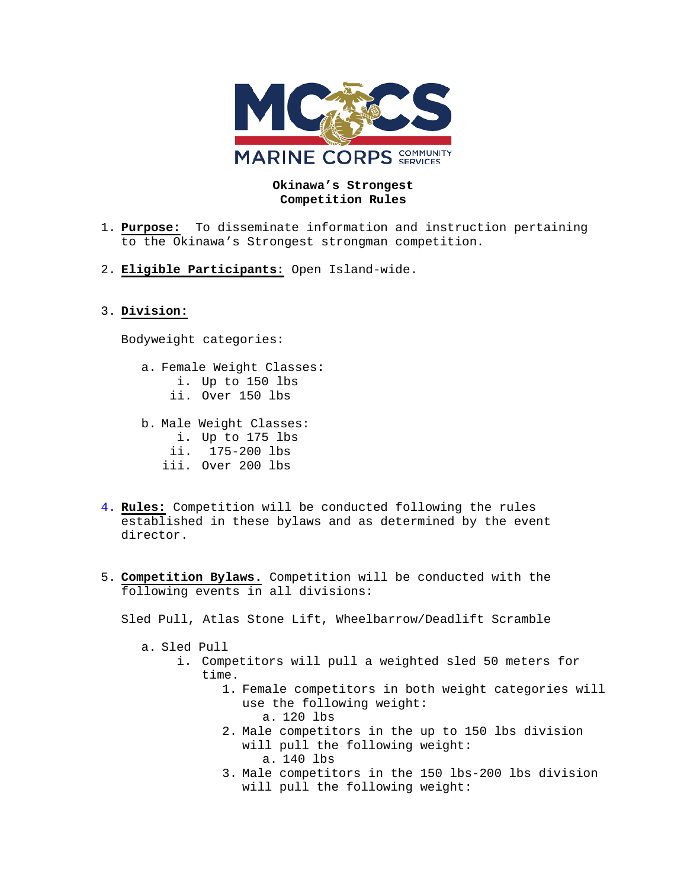MCCS MARINE CORPS COMMUNITY SERVICES

**Okinawa's Strongest**
**Competition Rules**

1. **Purpose:** To disseminate information and instruction pertaining to the Okinawa's Strongest strongman competition.

2. **Eligible Participants:** Open Island-wide.

3. **Division:**

   Bodyweight categories:

   a. Female Weight Classes:
      i. Up to 150 lbs
      ii. Over 150 lbs

   b. Male Weight Classes:
      i. Up to 175 lbs
      ii. 175-200 lbs
      iii. Over 200 lbs

4. **Rules:** Competition will be conducted following the rules established in these bylaws and as determined by the event director.

5. **Competition Bylaws.** Competition will be conducted with the following events in all divisions:

   Sled Pull, Atlas Stone Lift, Wheelbarrow/Deadlift Scramble

   a. Sled Pull
      i. Competitors will pull a weighted sled 50 meters for time.
         1. Female competitors in both weight categories will use the following weight:
            a. 120 lbs
         2. Male competitors in the up to 150 lbs division will pull the following weight:
            a. 140 lbs
         3. Male competitors in the 150 lbs-200 lbs division will pull the following weight: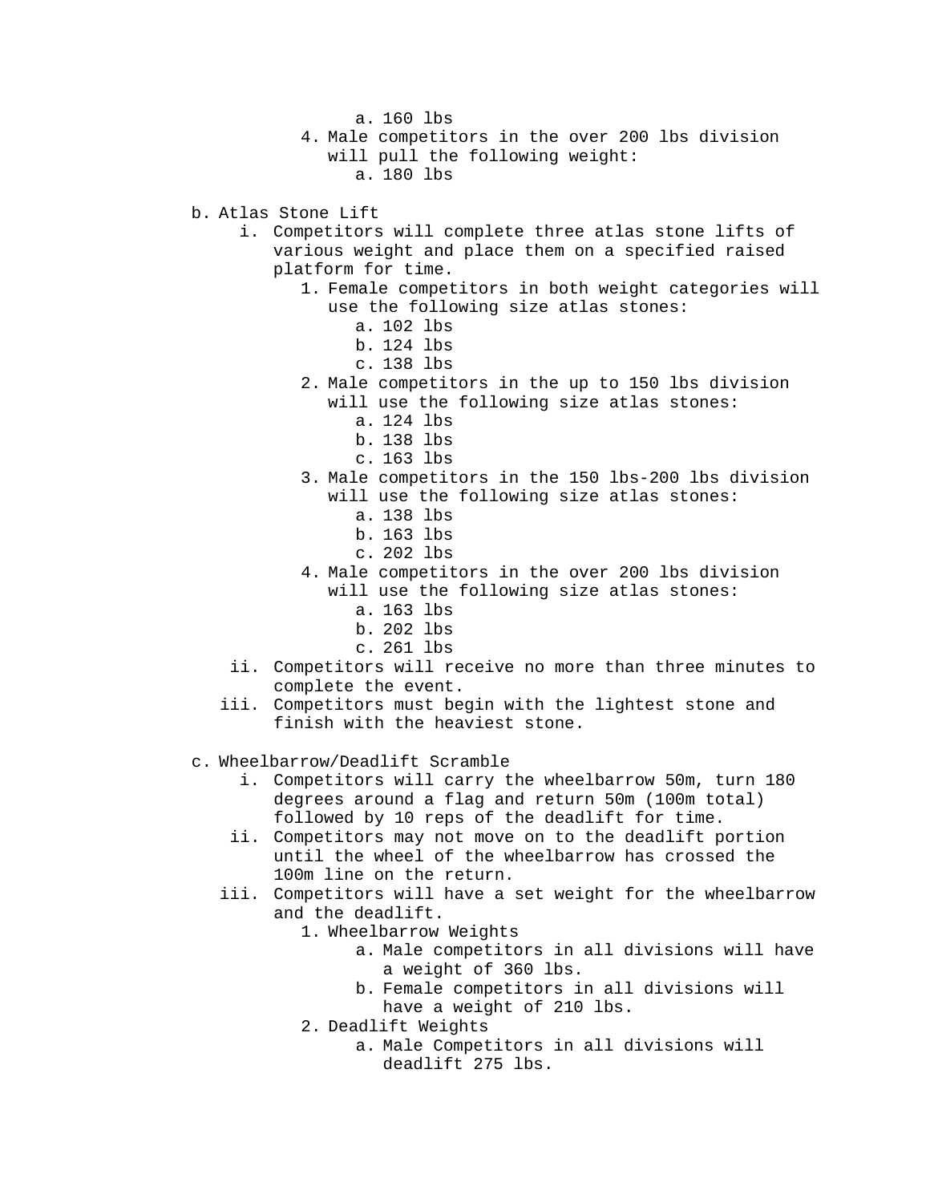a. 160 lbs
        4. Male competitors in the over 200 lbs division will pull the following weight:
            a. 180 lbs

b. Atlas Stone Lift
    i. Competitors will complete three atlas stone lifts of various weight and place them on a specified raised platform for time.
        1. Female competitors in both weight categories will use the following size atlas stones:
            a. 102 lbs
            b. 124 lbs
            c. 138 lbs
        2. Male competitors in the up to 150 lbs division will use the following size atlas stones:
            a. 124 lbs
            b. 138 lbs
            c. 163 lbs
        3. Male competitors in the 150 lbs-200 lbs division will use the following size atlas stones:
            a. 138 lbs
            b. 163 lbs
            c. 202 lbs
        4. Male competitors in the over 200 lbs division will use the following size atlas stones:
            a. 163 lbs
            b. 202 lbs
            c. 261 lbs
    ii. Competitors will receive no more than three minutes to complete the event.
    iii. Competitors must begin with the lightest stone and finish with the heaviest stone.

c. Wheelbarrow/Deadlift Scramble
    i. Competitors will carry the wheelbarrow 50m, turn 180 degrees around a flag and return 50m (100m total) followed by 10 reps of the deadlift for time.
    ii. Competitors may not move on to the deadlift portion until the wheel of the wheelbarrow has crossed the 100m line on the return.
    iii. Competitors will have a set weight for the wheelbarrow and the deadlift.
        1. Wheelbarrow Weights
            a. Male competitors in all divisions will have a weight of 360 lbs.
            b. Female competitors in all divisions will have a weight of 210 lbs.
        2. Deadlift Weights
            a. Male Competitors in all divisions will deadlift 275 lbs.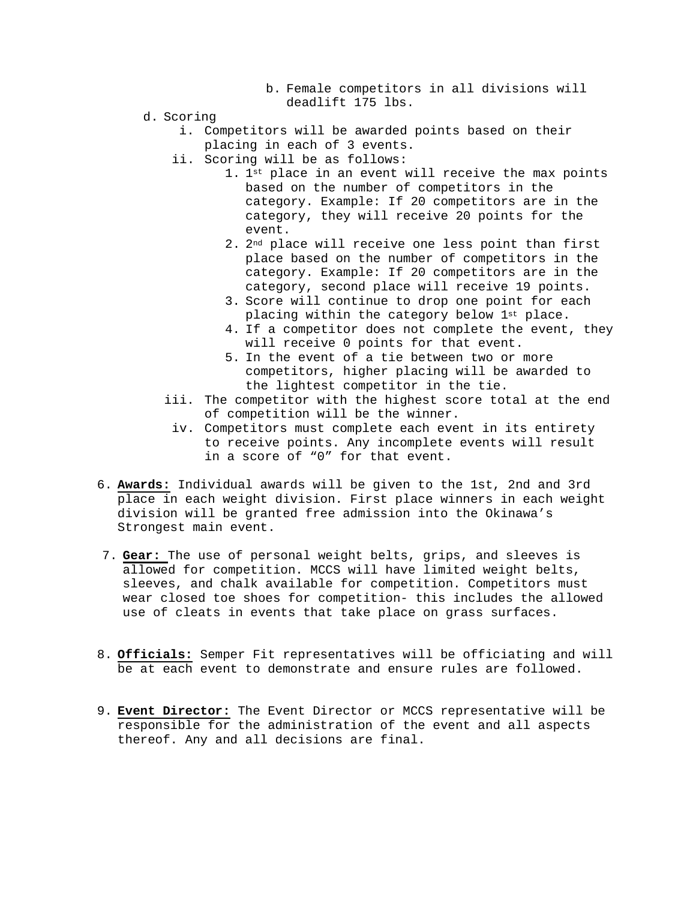b. Female competitors in all divisions will deadlift 175 lbs.

d. Scoring

   i. Competitors will be awarded points based on their placing in each of 3 events.

   ii. Scoring will be as follows:

      1. 1st place in an event will receive the max points based on the number of competitors in the category. Example: If 20 competitors are in the category, they will receive 20 points for the event.
      2. 2nd place will receive one less point than first place based on the number of competitors in the category. Example: If 20 competitors are in the category, second place will receive 19 points.
      3. Score will continue to drop one point for each placing within the category below 1st place.
      4. If a competitor does not complete the event, they will receive 0 points for that event.
      5. In the event of a tie between two or more competitors, higher placing will be awarded to the lightest competitor in the tie.

   iii. The competitor with the highest score total at the end of competition will be the winner.

   iv. Competitors must complete each event in its entirety to receive points. Any incomplete events will result in a score of "0" for that event.

6. **Awards:** Individual awards will be given to the 1st, 2nd and 3rd place in each weight division. First place winners in each weight division will be granted free admission into the Okinawa's Strongest main event.

7. **Gear:** The use of personal weight belts, grips, and sleeves is allowed for competition. MCCS will have limited weight belts, sleeves, and chalk available for competition. Competitors must wear closed toe shoes for competition- this includes the allowed use of cleats in events that take place on grass surfaces.

8. **Officials:** Semper Fit representatives will be officiating and will be at each event to demonstrate and ensure rules are followed.

9. **Event Director:** The Event Director or MCCS representative will be responsible for the administration of the event and all aspects thereof. Any and all decisions are final.